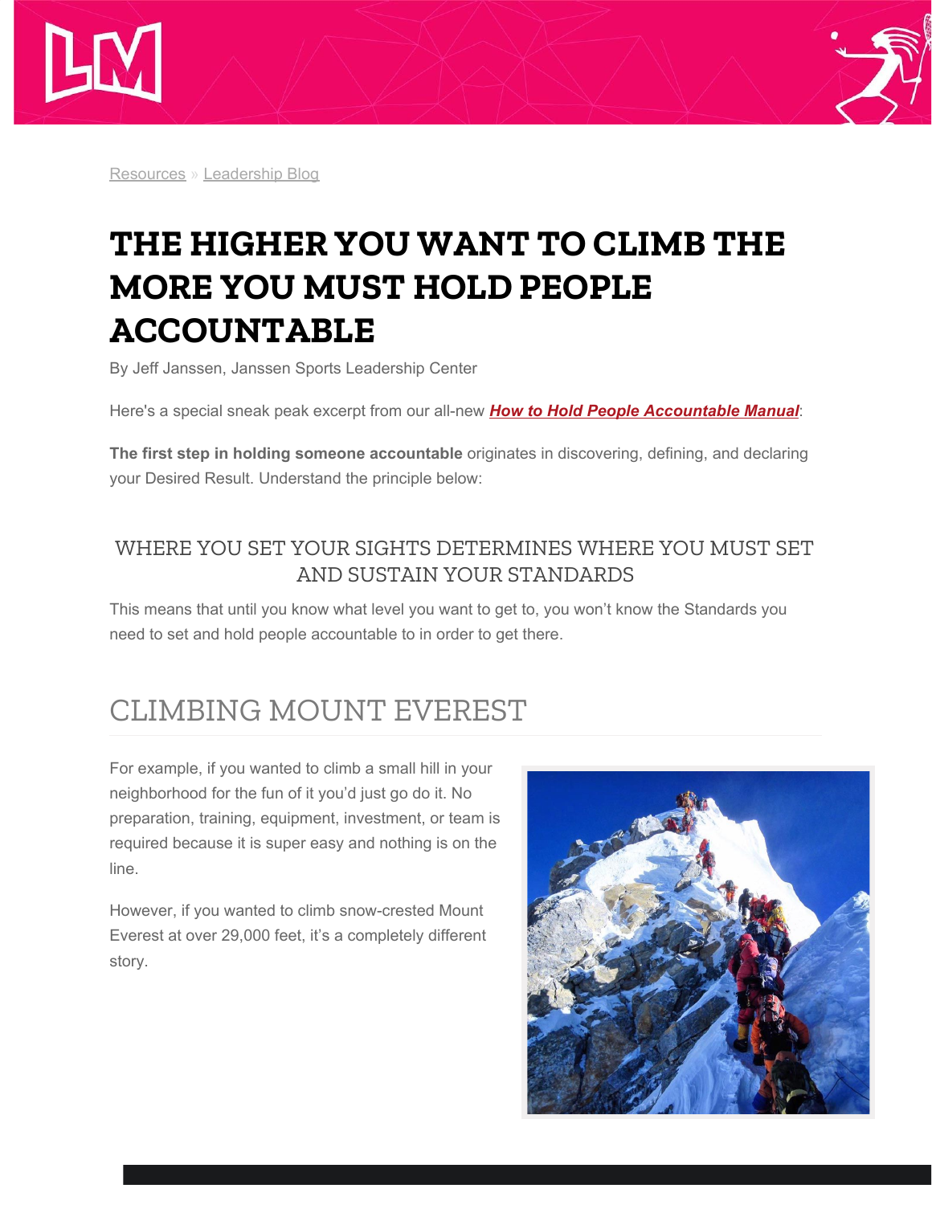Resources » Leadership Blog

# THE HIGHER YOU WANT TO CLIMB THE MORE YOU MUST HOLD PEOPLE ACCOUNTABLE

By Jeff Janssen, Janssen Sports Leadership Center

Here's a special sneak peak excerpt from our all-new ***How to Hold People Accountable Manual***:

**The first step in holding someone accountable** originates in discovering, defining, and declaring your Desired Result. Understand the principle below:

### WHERE YOU SET YOUR SIGHTS DETERMINES WHERE YOU MUST SET AND SUSTAIN YOUR STANDARDS

This means that until you know what level you want to get to, you won't know the Standards you need to set and hold people accountable to in order to get there.

## CLIMBING MOUNT EVEREST

For example, if you wanted to climb a small hill in your neighborhood for the fun of it you'd just go do it. No preparation, training, equipment, investment, or team is required because it is super easy and nothing is on the line.

However, if you wanted to climb snow-crested Mount Everest at over 29,000 feet, it's a completely different story.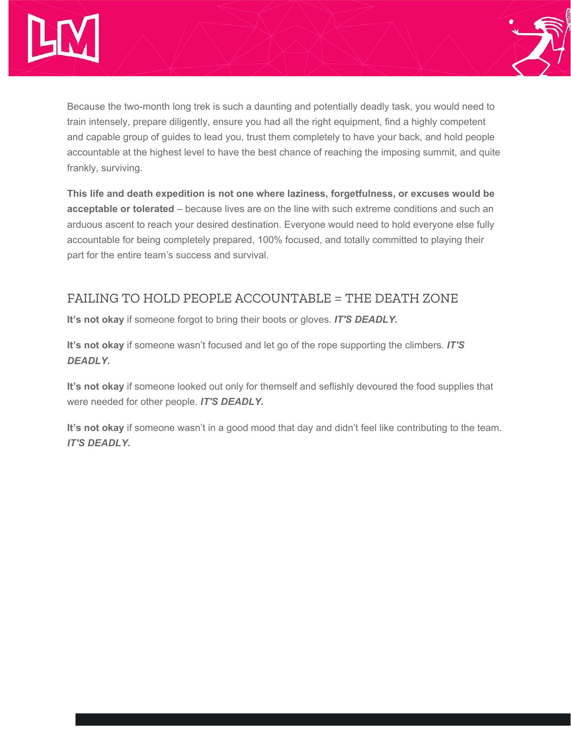Because the two-month long trek is such a daunting and potentially deadly task, you would need to train intensely, prepare diligently, ensure you had all the right equipment, find a highly competent and capable group of guides to lead you, trust them completely to have your back, and hold people accountable at the highest level to have the best chance of reaching the imposing summit, and quite frankly, surviving.

**This life and death expedition is not one where laziness, forgetfulness, or excuses would be acceptable or tolerated** – because lives are on the line with such extreme conditions and such an arduous ascent to reach your desired destination. Everyone would need to hold everyone else fully accountable for being completely prepared, 100% focused, and totally committed to playing their part for the entire team's success and survival.

## FAILING TO HOLD PEOPLE ACCOUNTABLE = THE DEATH ZONE

**It's not okay** if someone forgot to bring their boots or gloves. ***IT'S DEADLY.***

**It's not okay** if someone wasn't focused and let go of the rope supporting the climbers. ***IT'S DEADLY.***

**It's not okay** if someone looked out only for themself and seflishly devoured the food supplies that were needed for other people. ***IT'S DEADLY.***

**It's not okay** if someone wasn't in a good mood that day and didn't feel like contributing to the team. ***IT'S DEADLY.***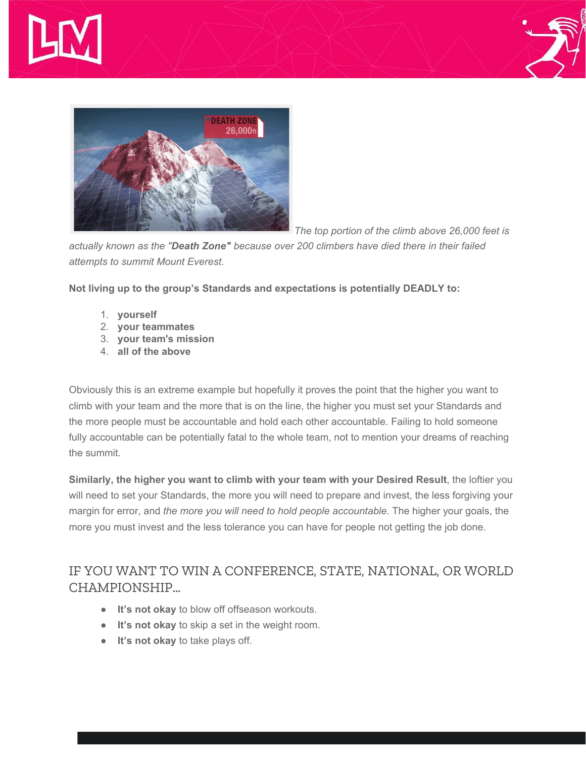*The top portion of the climb above 26,000 feet is actually known as the "**Death Zone"** because over 200 climbers have died there in their failed attempts to summit Mount Everest.*

**Not living up to the group's Standards and expectations is potentially DEADLY to:**

1. **yourself**
2. **your teammates**
3. **your team's mission**
4. **all of the above**

Obviously this is an extreme example but hopefully it proves the point that the higher you want to climb with your team and the more that is on the line, the higher you must set your Standards and the more people must be accountable and hold each other accountable. Failing to hold someone fully accountable can be potentially fatal to the whole team, not to mention your dreams of reaching the summit.

**Similarly, the higher you want to climb with your team with your Desired Result**, the loftier you will need to set your Standards, the more you will need to prepare and invest, the less forgiving your margin for error, and *the more you will need to hold people accountable*. The higher your goals, the more you must invest and the less tolerance you can have for people not getting the job done.

## IF YOU WANT TO WIN A CONFERENCE, STATE, NATIONAL, OR WORLD CHAMPIONSHIP...

- **It's not okay** to blow off offseason workouts.
- **It's not okay** to skip a set in the weight room.
- **It's not okay** to take plays off.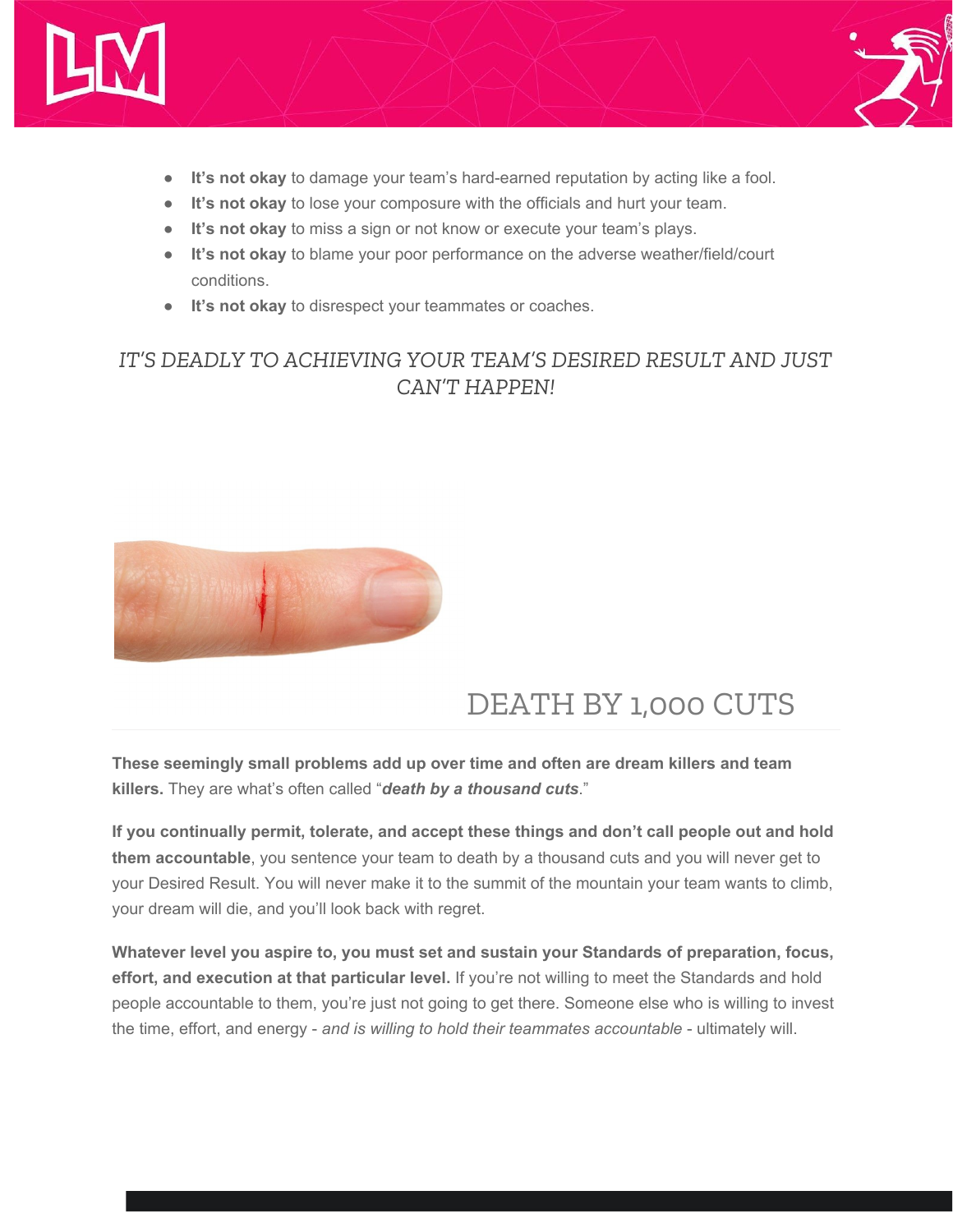- **It's not okay** to damage your team's hard-earned reputation by acting like a fool.
- **It's not okay** to lose your composure with the officials and hurt your team.
- **It's not okay** to miss a sign or not know or execute your team's plays.
- **It's not okay** to blame your poor performance on the adverse weather/field/court conditions.
- **It's not okay** to disrespect your teammates or coaches.

*IT'S DEADLY TO ACHIEVING YOUR TEAM'S DESIRED RESULT AND JUST CAN'T HAPPEN!*

## DEATH BY 1,000 CUTS

**These seemingly small problems add up over time and often are dream killers and team killers.** They are what's often called "***death by a thousand cuts***."

**If you continually permit, tolerate, and accept these things and don't call people out and hold them accountable**, you sentence your team to death by a thousand cuts and you will never get to your Desired Result. You will never make it to the summit of the mountain your team wants to climb, your dream will die, and you'll look back with regret.

**Whatever level you aspire to, you must set and sustain your Standards of preparation, focus, effort, and execution at that particular level.** If you're not willing to meet the Standards and hold people accountable to them, you're just not going to get there. Someone else who is willing to invest the time, effort, and energy - *and is willing to hold their teammates accountable* - ultimately will.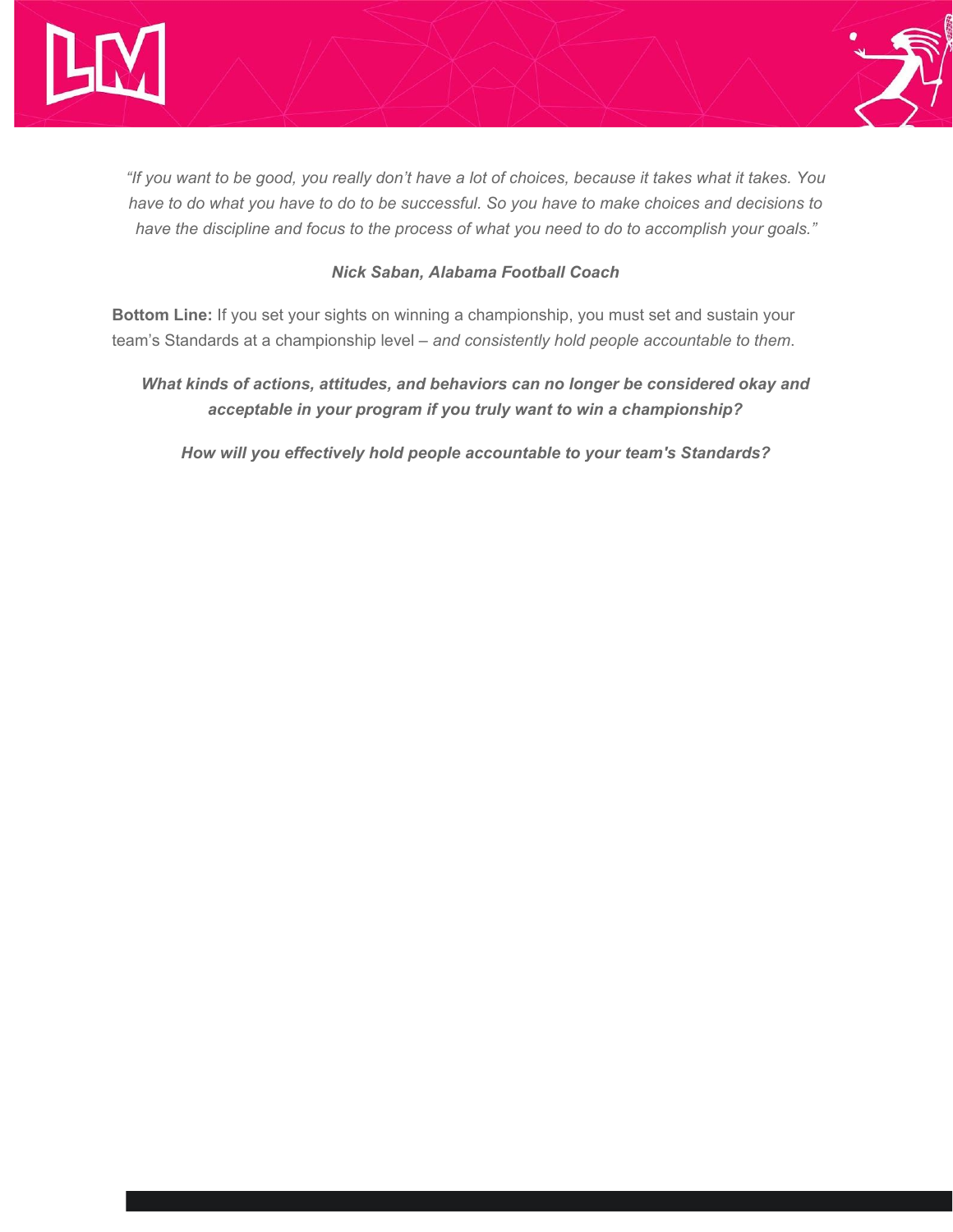*"If you want to be good, you really don't have a lot of choices, because it takes what it takes. You have to do what you have to do to be successful. So you have to make choices and decisions to have the discipline and focus to the process of what you need to do to accomplish your goals."*

***Nick Saban, Alabama Football Coach***

**Bottom Line:** If you set your sights on winning a championship, you must set and sustain your team's Standards at a championship level – *and consistently hold people accountable to them*.

***What kinds of actions, attitudes, and behaviors can no longer be considered okay and acceptable in your program if you truly want to win a championship?***

***How will you effectively hold people accountable to your team's Standards?***